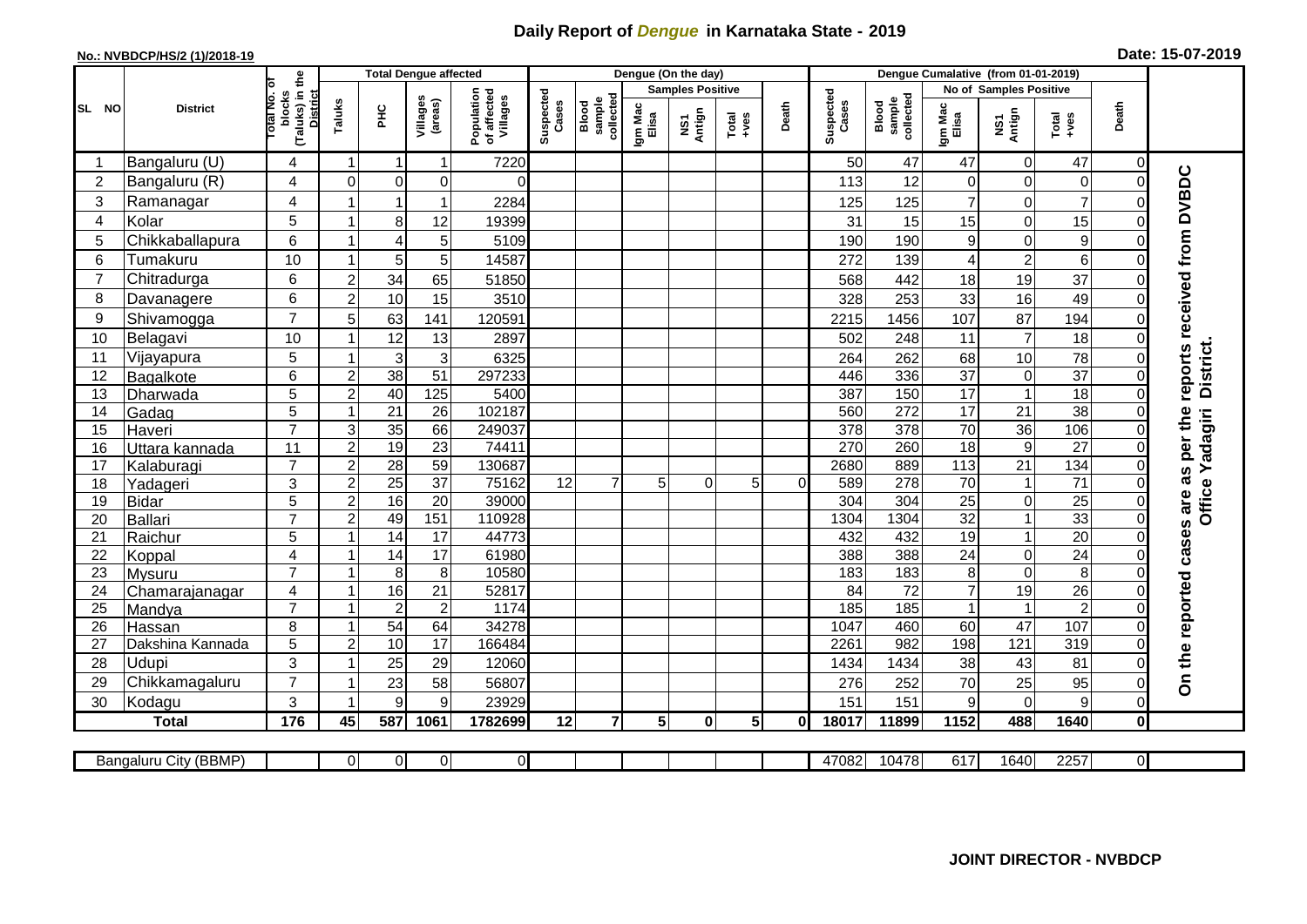# Daily Report of *Dengue* in Karnataka State - 2019

**No.: NVBDCP/HS/2 (1)/2018-19**

**Date: 15-07-2019**

| SL NO | District | Total No. of blocks (Taluks) in the District | Total Dengue affected | | | | Dengue (On the day) | | | | | | | Dengue Cumalative (from 01-01-2019) | | | | | | | |
|---|---|---|---|---|---|---|---|---|---|---|---|---|---|---|---|---|---|---|---|---|
| | | | Taluks | PHC | Villages (areas) | Population of affected Villages | Suspected Cases | Blood sample collected | Samples Positive | | | Death | Suspected Cases | Blood sample collected | No of Samples Positive | | | Death | |
| | | | | | | | | | Igm Mac Elisa | NS1 Antign | Total +ves | | | | Igm Mac Elisa | NS1 Antign | Total +ves | | |
| 1 | Bangaluru (U) | 4 | 1 | 1 | 1 | 7220 | | | | | | | 50 | 47 | 47 | 0 | 47 | 0 | On the reported cases are as per the reports received from DVBDC Office Yadagiri District. |
| 2 | Bangaluru (R) | 4 | 0 | 0 | 0 | 0 | | | | | | | 113 | 12 | 0 | 0 | 0 | 0 | |
| 3 | Ramanagar | 4 | 1 | 1 | 1 | 2284 | | | | | | | 125 | 125 | 7 | 0 | 7 | 0 | |
| 4 | Kolar | 5 | 1 | 8 | 12 | 19399 | | | | | | | 31 | 15 | 15 | 0 | 15 | 0 | |
| 5 | Chikkaballapura | 6 | 1 | 4 | 5 | 5109 | | | | | | | 190 | 190 | 9 | 0 | 9 | 0 | |
| 6 | Tumakuru | 10 | 1 | 5 | 5 | 14587 | | | | | | | 272 | 139 | 4 | 2 | 6 | 0 | |
| 7 | Chitradurga | 6 | 2 | 34 | 65 | 51850 | | | | | | | 568 | 442 | 18 | 19 | 37 | 0 | |
| 8 | Davanagere | 6 | 2 | 10 | 15 | 3510 | | | | | | | 328 | 253 | 33 | 16 | 49 | 0 | |
| 9 | Shivamogga | 7 | 5 | 63 | 141 | 120591 | | | | | | | 2215 | 1456 | 107 | 87 | 194 | 0 | |
| 10 | Belagavi | 10 | 1 | 12 | 13 | 2897 | | | | | | | 502 | 248 | 11 | 7 | 18 | 0 | |
| 11 | Vijayapura | 5 | 1 | 3 | 3 | 6325 | | | | | | | 264 | 262 | 68 | 10 | 78 | 0 | |
| 12 | Bagalkote | 6 | 2 | 38 | 51 | 297233 | | | | | | | 446 | 336 | 37 | 0 | 37 | 0 | |
| 13 | Dharwada | 5 | 2 | 40 | 125 | 5400 | | | | | | | 387 | 150 | 17 | 1 | 18 | 0 | |
| 14 | Gadag | 5 | 1 | 21 | 26 | 102187 | | | | | | | 560 | 272 | 17 | 21 | 38 | 0 | |
| 15 | Haveri | 7 | 3 | 35 | 66 | 249037 | | | | | | | 378 | 378 | 70 | 36 | 106 | 0 | |
| 16 | Uttara kannada | 11 | 2 | 19 | 23 | 74411 | | | | | | | 270 | 260 | 18 | 9 | 27 | 0 | |
| 17 | Kalaburagi | 7 | 2 | 28 | 59 | 130687 | | | | | | | 2680 | 889 | 113 | 21 | 134 | 0 | |
| 18 | Yadageri | 3 | 2 | 25 | 37 | 75162 | 12 | 7 | 5 | 0 | 5 | 0 | 589 | 278 | 70 | 1 | 71 | 0 | |
| 19 | Bidar | 5 | 2 | 16 | 20 | 39000 | | | | | | | 304 | 304 | 25 | 0 | 25 | 0 | |
| 20 | Ballari | 7 | 2 | 49 | 151 | 110928 | | | | | | | 1304 | 1304 | 32 | 1 | 33 | 0 | |
| 21 | Raichur | 5 | 1 | 14 | 17 | 44773 | | | | | | | 432 | 432 | 19 | 1 | 20 | 0 | |
| 22 | Koppal | 4 | 1 | 14 | 17 | 61980 | | | | | | | 388 | 388 | 24 | 0 | 24 | 0 | |
| 23 | Mysuru | 7 | 1 | 8 | 8 | 10580 | | | | | | | 183 | 183 | 8 | 0 | 8 | 0 | |
| 24 | Chamarajanagar | 4 | 1 | 16 | 21 | 52817 | | | | | | | 84 | 72 | 7 | 19 | 26 | 0 | |
| 25 | Mandya | 7 | 1 | 2 | 2 | 1174 | | | | | | | 185 | 185 | 1 | 1 | 2 | 0 | |
| 26 | Hassan | 8 | 1 | 54 | 64 | 34278 | | | | | | | 1047 | 460 | 60 | 47 | 107 | 0 | |
| 27 | Dakshina Kannada | 5 | 2 | 10 | 17 | 166484 | | | | | | | 2261 | 982 | 198 | 121 | 319 | 0 | |
| 28 | Udupi | 3 | 1 | 25 | 29 | 12060 | | | | | | | 1434 | 1434 | 38 | 43 | 81 | 0 | |
| 29 | Chikkamagaluru | 7 | 1 | 23 | 58 | 56807 | | | | | | | 276 | 252 | 70 | 25 | 95 | 0 | |
| 30 | Kodagu | 3 | 1 | 9 | 9 | 23929 | | | | | | | 151 | 151 | 9 | 0 | 9 | 0 | |
| | **Total** | **176** | **45** | **587** | **1061** | **1782699** | **12** | **7** | **5** | **0** | **5** | **0** | **18017** | **11899** | **1152** | **488** | **1640** | **0** | |

| Bangaluru City (BBMP) | | 0 | 0 | 0 | 0 | | | | | | | 47082 | 10478 | 617 | 1640 | 2257 | 0 |
|---|---|---|---|---|---|---|---|---|---|---|---|---|---|---|---|---|---|

**JOINT DIRECTOR - NVBDCP**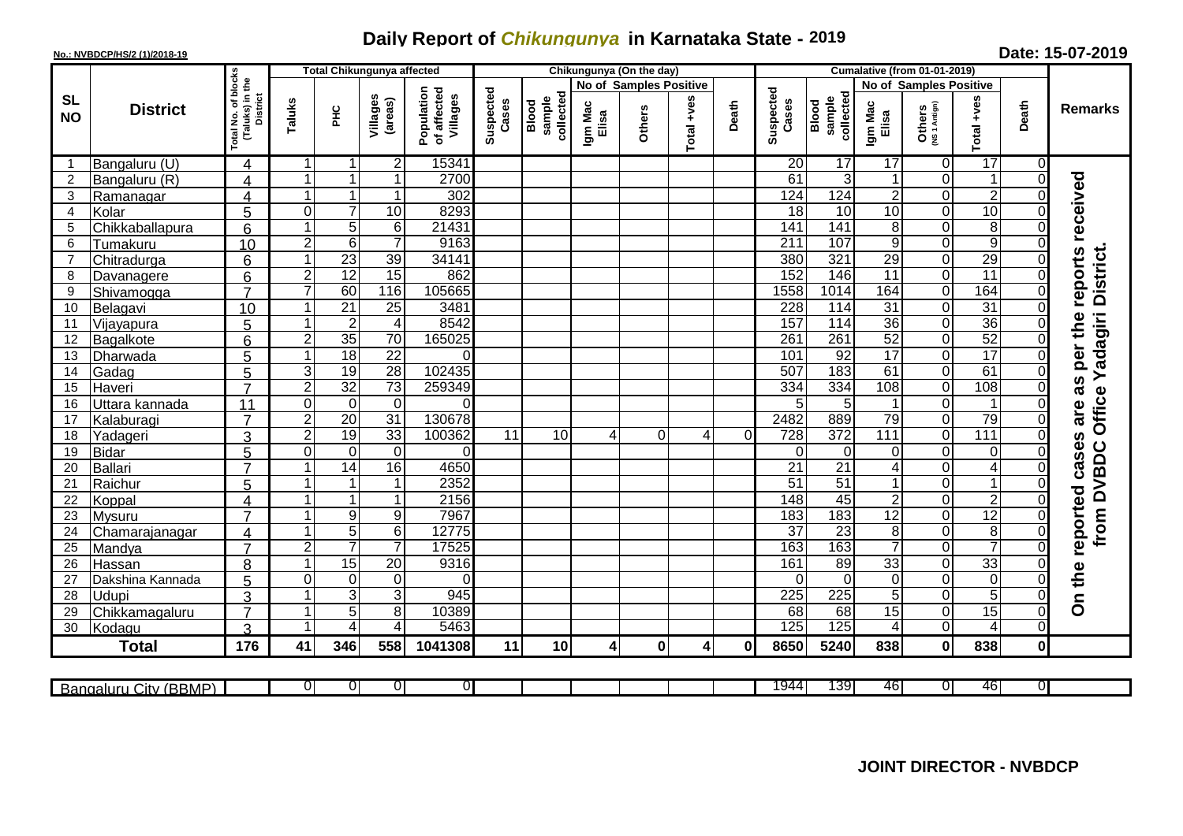# Daily Report of *Chikungunya* in Karnataka State - 2019

**No.: NVBDCP/HS/2 (1)/2018-19**

**Date: 15-07-2019**

| SL NO | District | Total No. of blocks (Taluks) in the District | Total Chikungunya affected | | | | Chikungunya (On the day) | | | | | | | Cumalative (from 01-01-2019) | | | | | | | Remarks |
|---|---|---|---|---|---|---|---|---|---|---|---|---|---|---|---|---|---|---|---|---|---|
| | | | Taluks | PHC | Villages (areas) | Population of affected Villages | Suspected Cases | Blood sample collected | No of Samples Positive | | | Death | Suspected Cases | Blood sample collected | No of Samples Positive | | | Death | |
| | | | | | | | | | Igm Mac Elisa | Others | Total +ves | | | | Igm Mac Elisa | Others (NS 1 Antign) | Total +ves | | |
| 1 | Bangaluru (U) | 4 | 1 | 1 | 2 | 15341 | | | | | | | 20 | 17 | 17 | 0 | 17 | 0 | On the reported cases are as per the reports received from DVBDC Office Yadagiri District. |
| 2 | Bangaluru (R) | 4 | 1 | 1 | 1 | 2700 | | | | | | | 61 | 3 | 1 | 0 | 1 | 0 | |
| 3 | Ramanagar | 4 | 1 | 1 | 1 | 302 | | | | | | | 124 | 124 | 2 | 0 | 2 | 0 | |
| 4 | Kolar | 5 | 0 | 7 | 10 | 8293 | | | | | | | 18 | 10 | 10 | 0 | 10 | 0 | |
| 5 | Chikkaballapura | 6 | 1 | 5 | 6 | 21431 | | | | | | | 141 | 141 | 8 | 0 | 8 | 0 | |
| 6 | Tumakuru | 10 | 2 | 6 | 7 | 9163 | | | | | | | 211 | 107 | 9 | 0 | 9 | 0 | |
| 7 | Chitradurga | 6 | 1 | 23 | 39 | 34141 | | | | | | | 380 | 321 | 29 | 0 | 29 | 0 | |
| 8 | Davanagere | 6 | 2 | 12 | 15 | 862 | | | | | | | 152 | 146 | 11 | 0 | 11 | 0 | |
| 9 | Shivamogga | 7 | 7 | 60 | 116 | 105665 | | | | | | | 1558 | 1014 | 164 | 0 | 164 | 0 | |
| 10 | Belagavi | 10 | 1 | 21 | 25 | 3481 | | | | | | | 228 | 114 | 31 | 0 | 31 | 0 | |
| 11 | Vijayapura | 5 | 1 | 2 | 4 | 8542 | | | | | | | 157 | 114 | 36 | 0 | 36 | 0 | |
| 12 | Bagalkote | 6 | 2 | 35 | 70 | 165025 | | | | | | | 261 | 261 | 52 | 0 | 52 | 0 | |
| 13 | Dharwada | 5 | 1 | 18 | 22 | 0 | | | | | | | 101 | 92 | 17 | 0 | 17 | 0 | |
| 14 | Gadag | 5 | 3 | 19 | 28 | 102435 | | | | | | | 507 | 183 | 61 | 0 | 61 | 0 | |
| 15 | Haveri | 7 | 2 | 32 | 73 | 259349 | | | | | | | 334 | 334 | 108 | 0 | 108 | 0 | |
| 16 | Uttara kannada | 11 | 0 | 0 | 0 | 0 | | | | | | | 5 | 5 | 1 | 0 | 1 | 0 | |
| 17 | Kalaburagi | 7 | 2 | 20 | 31 | 130678 | | | | | | | 2482 | 889 | 79 | 0 | 79 | 0 | |
| 18 | Yadageri | 3 | 2 | 19 | 33 | 100362 | 11 | 10 | 4 | 0 | 4 | 0 | 728 | 372 | 111 | 0 | 111 | 0 | |
| 19 | Bidar | 5 | 0 | 0 | 0 | 0 | | | | | | | 0 | 0 | 0 | 0 | 0 | 0 | |
| 20 | Ballari | 7 | 1 | 14 | 16 | 4650 | | | | | | | 21 | 21 | 4 | 0 | 4 | 0 | |
| 21 | Raichur | 5 | 1 | 1 | 1 | 2352 | | | | | | | 51 | 51 | 1 | 0 | 1 | 0 | |
| 22 | Koppal | 4 | 1 | 1 | 1 | 2156 | | | | | | | 148 | 45 | 2 | 0 | 2 | 0 | |
| 23 | Mysuru | 7 | 1 | 9 | 9 | 7967 | | | | | | | 183 | 183 | 12 | 0 | 12 | 0 | |
| 24 | Chamarajanagar | 4 | 1 | 5 | 6 | 12775 | | | | | | | 37 | 23 | 8 | 0 | 8 | 0 | |
| 25 | Mandya | 7 | 2 | 7 | 7 | 17525 | | | | | | | 163 | 163 | 7 | 0 | 7 | 0 | |
| 26 | Hassan | 8 | 1 | 15 | 20 | 9316 | | | | | | | 161 | 89 | 33 | 0 | 33 | 0 | |
| 27 | Dakshina Kannada | 5 | 0 | 0 | 0 | 0 | | | | | | | 0 | 0 | 0 | 0 | 0 | 0 | |
| 28 | Udupi | 3 | 1 | 3 | 3 | 945 | | | | | | | 225 | 225 | 5 | 0 | 5 | 0 | |
| 29 | Chikkamagaluru | 7 | 1 | 5 | 8 | 10389 | | | | | | | 68 | 68 | 15 | 0 | 15 | 0 | |
| 30 | Kodagu | 3 | 1 | 4 | 4 | 5463 | | | | | | | 125 | 125 | 4 | 0 | 4 | 0 | |
| **Total** | | **176** | **41** | **346** | **558** | **1041308** | **11** | **10** | **4** | **0** | **4** | **0** | **8650** | **5240** | **838** | **0** | **838** | **0** | |

| | | | | | | | | | | | | | | | | | | | | |
|---|---|---|---|---|---|---|---|---|---|---|---|---|---|---|---|---|---|---|---|---|
| Bangaluru City (BBMP) | | 0 | 0 | 0 | 0 | | | | | | | 1944 | 139 | 46 | 0 | 46 | 0 | |

**JOINT DIRECTOR - NVBDCP**